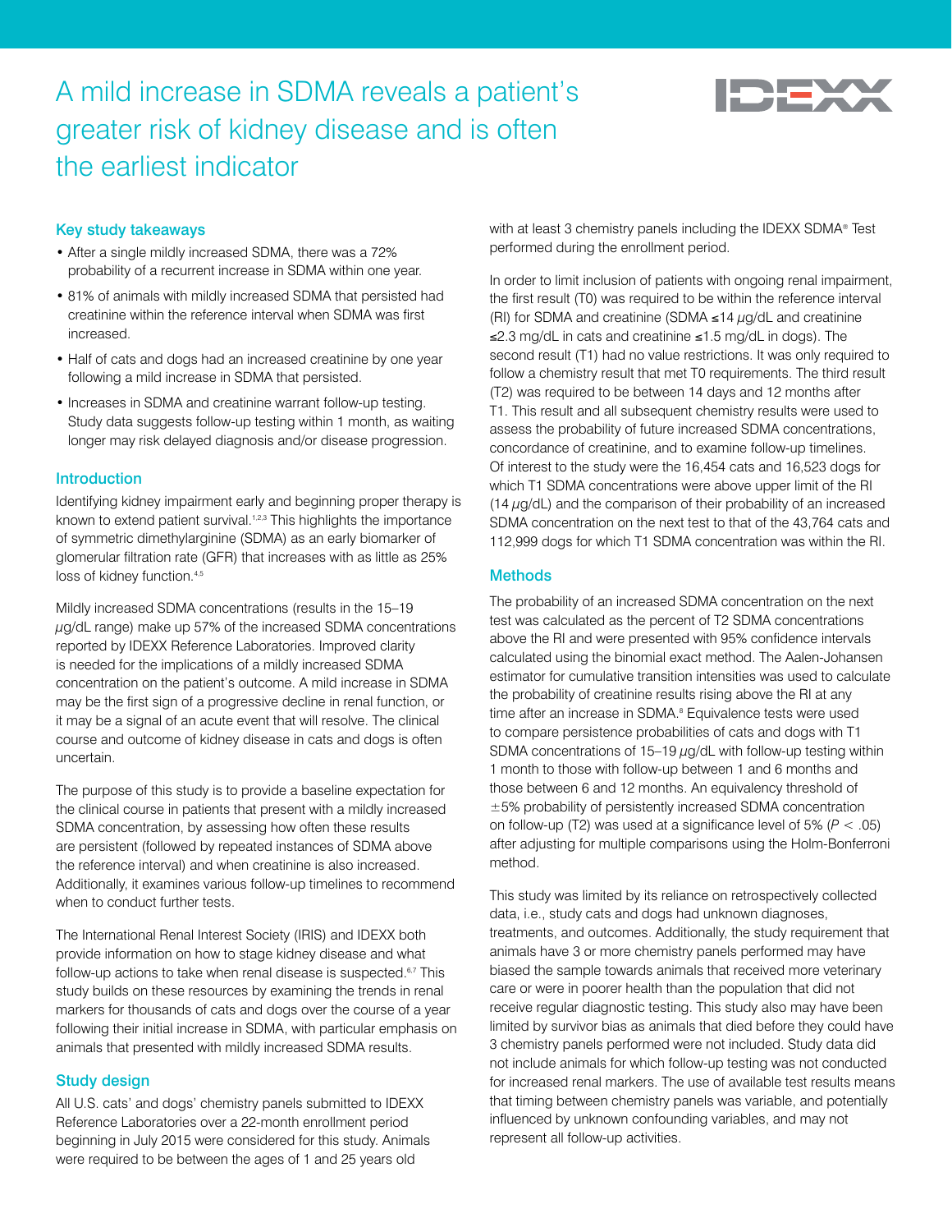# A mild increase in SDMA reveals a patient's greater risk of kidney disease and is often the earliest indicator

IDEXX

## Key study takeaways

- After a single mildly increased SDMA, there was a 72% probability of a recurrent increase in SDMA within one year.
- 81% of animals with mildly increased SDMA that persisted had creatinine within the reference interval when SDMA was first increased.
- Half of cats and dogs had an increased creatinine by one year following a mild increase in SDMA that persisted.
- Increases in SDMA and creatinine warrant follow-up testing. Study data suggests follow-up testing within 1 month, as waiting longer may risk delayed diagnosis and/or disease progression.

## Introduction

Identifying kidney impairment early and beginning proper therapy is known to extend patient survival.[1,2,3] This highlights the importance of symmetric dimethylarginine (SDMA) as an early biomarker of glomerular filtration rate (GFR) that increases with as little as 25% loss of kidney function.[4,5]

Mildly increased SDMA concentrations (results in the 15–19 µg/dL range) make up 57% of the increased SDMA concentrations reported by IDEXX Reference Laboratories. Improved clarity is needed for the implications of a mildly increased SDMA concentration on the patient's outcome. A mild increase in SDMA may be the first sign of a progressive decline in renal function, or it may be a signal of an acute event that will resolve. The clinical course and outcome of kidney disease in cats and dogs is often uncertain.

The purpose of this study is to provide a baseline expectation for the clinical course in patients that present with a mildly increased SDMA concentration, by assessing how often these results are persistent (followed by repeated instances of SDMA above the reference interval) and when creatinine is also increased. Additionally, it examines various follow-up timelines to recommend when to conduct further tests.

The International Renal Interest Society (IRIS) and IDEXX both provide information on how to stage kidney disease and what follow-up actions to take when renal disease is suspected.[6,7] This study builds on these resources by examining the trends in renal markers for thousands of cats and dogs over the course of a year following their initial increase in SDMA, with particular emphasis on animals that presented with mildly increased SDMA results.

## Study design

All U.S. cats' and dogs' chemistry panels submitted to IDEXX Reference Laboratories over a 22-month enrollment period beginning in July 2015 were considered for this study. Animals were required to be between the ages of 1 and 25 years old with at least 3 chemistry panels including the IDEXX SDMA® Test performed during the enrollment period.

In order to limit inclusion of patients with ongoing renal impairment, the first result (T0) was required to be within the reference interval (RI) for SDMA and creatinine (SDMA ≤14 µg/dL and creatinine ≤2.3 mg/dL in cats and creatinine ≤1.5 mg/dL in dogs). The second result (T1) had no value restrictions. It was only required to follow a chemistry result that met T0 requirements. The third result (T2) was required to be between 14 days and 12 months after T1. This result and all subsequent chemistry results were used to assess the probability of future increased SDMA concentrations, concordance of creatinine, and to examine follow-up timelines. Of interest to the study were the 16,454 cats and 16,523 dogs for which T1 SDMA concentrations were above upper limit of the RI (14 µg/dL) and the comparison of their probability of an increased SDMA concentration on the next test to that of the 43,764 cats and 112,999 dogs for which T1 SDMA concentration was within the RI.

## Methods

The probability of an increased SDMA concentration on the next test was calculated as the percent of T2 SDMA concentrations above the RI and were presented with 95% confidence intervals calculated using the binomial exact method. The Aalen-Johansen estimator for cumulative transition intensities was used to calculate the probability of creatinine results rising above the RI at any time after an increase in SDMA.[8] Equivalence tests were used to compare persistence probabilities of cats and dogs with T1 SDMA concentrations of 15–19 µg/dL with follow-up testing within 1 month to those with follow-up between 1 and 6 months and those between 6 and 12 months. An equivalency threshold of ±5% probability of persistently increased SDMA concentration on follow-up (T2) was used at a significance level of 5% ($P < .05$) after adjusting for multiple comparisons using the Holm-Bonferroni method.

This study was limited by its reliance on retrospectively collected data, i.e., study cats and dogs had unknown diagnoses, treatments, and outcomes. Additionally, the study requirement that animals have 3 or more chemistry panels performed may have biased the sample towards animals that received more veterinary care or were in poorer health than the population that did not receive regular diagnostic testing. This study also may have been limited by survivor bias as animals that died before they could have 3 chemistry panels performed were not included. Study data did not include animals for which follow-up testing was not conducted for increased renal markers. The use of available test results means that timing between chemistry panels was variable, and potentially influenced by unknown confounding variables, and may not represent all follow-up activities.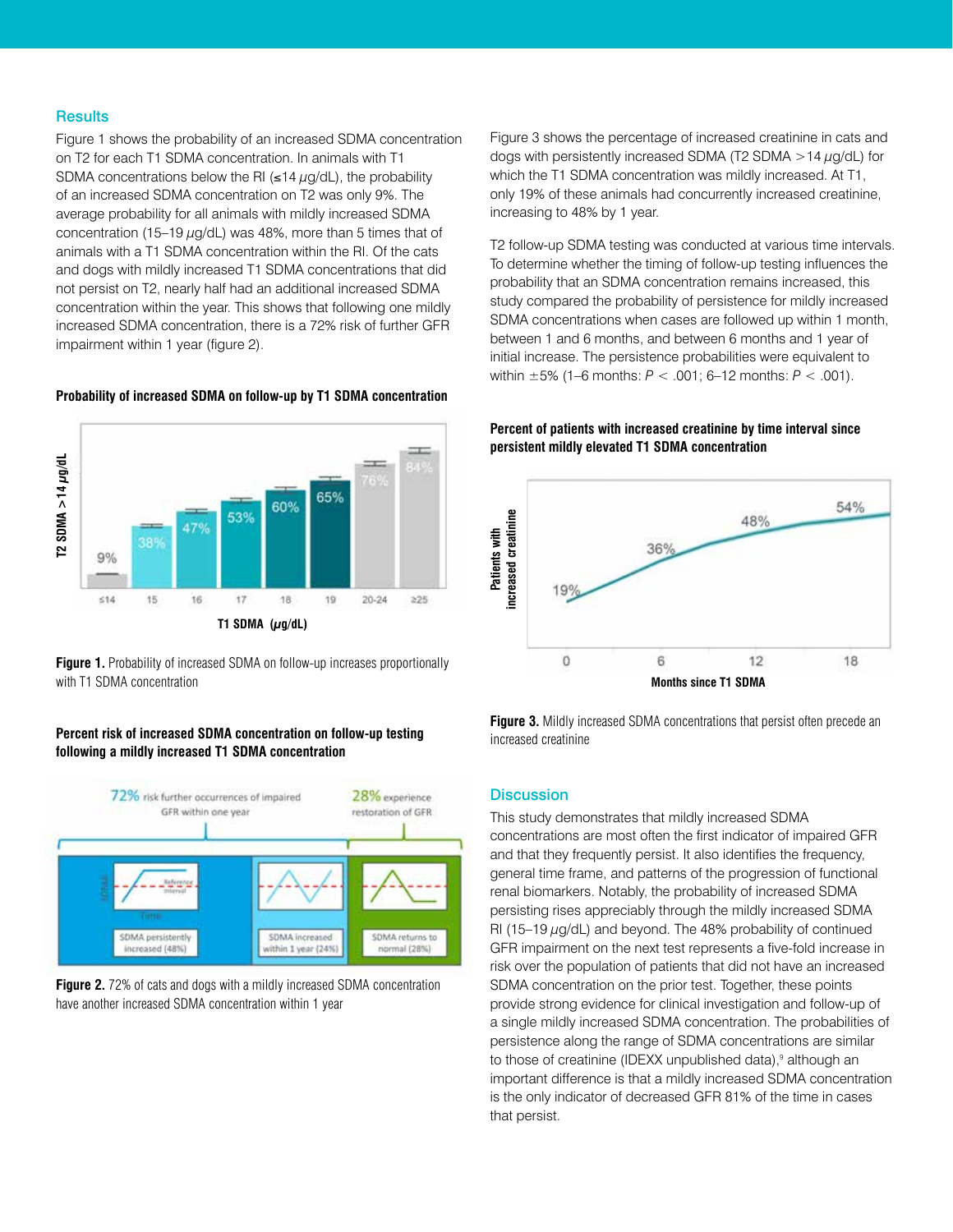## Results

Figure 1 shows the probability of an increased SDMA concentration on T2 for each T1 SDMA concentration. In animals with T1 SDMA concentrations below the RI (≤14 $\mu$g/dL), the probability of an increased SDMA concentration on T2 was only 9%. The average probability for all animals with mildly increased SDMA concentration (15–19 $\mu$g/dL) was 48%, more than 5 times that of animals with a T1 SDMA concentration within the RI. Of the cats and dogs with mildly increased T1 SDMA concentrations that did not persist on T2, nearly half had an additional increased SDMA concentration within the year. This shows that following one mildly increased SDMA concentration, there is a 72% risk of further GFR impairment within 1 year (figure 2).

**Probability of increased SDMA on follow-up by T1 SDMA concentration**

**Figure 1.** Probability of increased SDMA on follow-up increases proportionally with T1 SDMA concentration

**Percent risk of increased SDMA concentration on follow-up testing following a mildly increased T1 SDMA concentration**

**Figure 2.** 72% of cats and dogs with a mildly increased SDMA concentration have another increased SDMA concentration within 1 year

Figure 3 shows the percentage of increased creatinine in cats and dogs with persistently increased SDMA (T2 SDMA >14 $\mu$g/dL) for which the T1 SDMA concentration was mildly increased. At T1, only 19% of these animals had concurrently increased creatinine, increasing to 48% by 1 year.

T2 follow-up SDMA testing was conducted at various time intervals. To determine whether the timing of follow-up testing influences the probability that an SDMA concentration remains increased, this study compared the probability of persistence for mildly increased SDMA concentrations when cases are followed up within 1 month, between 1 and 6 months, and between 6 months and 1 year of initial increase. The persistence probabilities were equivalent to within ±5% (1–6 months: $P < .001$; 6–12 months: $P < .001$).

**Percent of patients with increased creatinine by time interval since persistent mildly elevated T1 SDMA concentration**

**Figure 3.** Mildly increased SDMA concentrations that persist often precede an increased creatinine

## Discussion

This study demonstrates that mildly increased SDMA concentrations are most often the first indicator of impaired GFR and that they frequently persist. It also identifies the frequency, general time frame, and patterns of the progression of functional renal biomarkers. Notably, the probability of increased SDMA persisting rises appreciably through the mildly increased SDMA RI (15–19 $\mu$g/dL) and beyond. The 48% probability of continued GFR impairment on the next test represents a five-fold increase in risk over the population of patients that did not have an increased SDMA concentration on the prior test. Together, these points provide strong evidence for clinical investigation and follow-up of a single mildly increased SDMA concentration. The probabilities of persistence along the range of SDMA concentrations are similar to those of creatinine (IDEXX unpublished data),[9] although an important difference is that a mildly increased SDMA concentration is the only indicator of decreased GFR 81% of the time in cases that persist.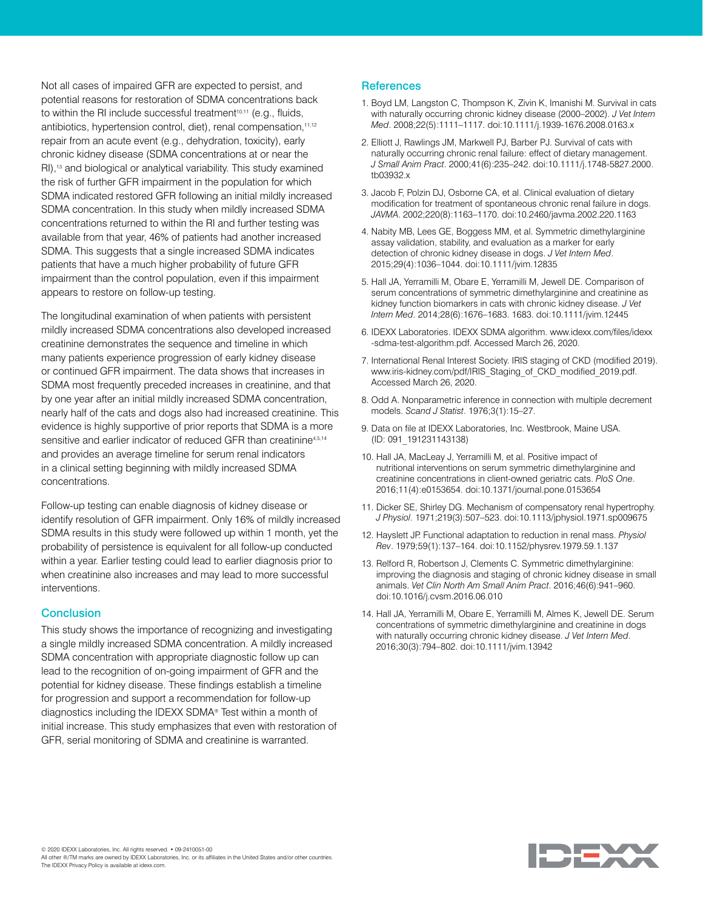Not all cases of impaired GFR are expected to persist, and potential reasons for restoration of SDMA concentrations back to within the RI include successful treatment[10,11] (e.g., fluids, antibiotics, hypertension control, diet), renal compensation,[11,12] repair from an acute event (e.g., dehydration, toxicity), early chronic kidney disease (SDMA concentrations at or near the RI),[13] and biological or analytical variability. This study examined the risk of further GFR impairment in the population for which SDMA indicated restored GFR following an initial mildly increased SDMA concentration. In this study when mildly increased SDMA concentrations returned to within the RI and further testing was available from that year, 46% of patients had another increased SDMA. This suggests that a single increased SDMA indicates patients that have a much higher probability of future GFR impairment than the control population, even if this impairment appears to restore on follow-up testing.

The longitudinal examination of when patients with persistent mildly increased SDMA concentrations also developed increased creatinine demonstrates the sequence and timeline in which many patients experience progression of early kidney disease or continued GFR impairment. The data shows that increases in SDMA most frequently preceded increases in creatinine, and that by one year after an initial mildly increased SDMA concentration, nearly half of the cats and dogs also had increased creatinine. This evidence is highly supportive of prior reports that SDMA is a more sensitive and earlier indicator of reduced GFR than creatinine[4,5,14] and provides an average timeline for serum renal indicators in a clinical setting beginning with mildly increased SDMA concentrations.

Follow-up testing can enable diagnosis of kidney disease or identify resolution of GFR impairment. Only 16% of mildly increased SDMA results in this study were followed up within 1 month, yet the probability of persistence is equivalent for all follow-up conducted within a year. Earlier testing could lead to earlier diagnosis prior to when creatinine also increases and may lead to more successful interventions.

## Conclusion

This study shows the importance of recognizing and investigating a single mildly increased SDMA concentration. A mildly increased SDMA concentration with appropriate diagnostic follow up can lead to the recognition of on-going impairment of GFR and the potential for kidney disease. These findings establish a timeline for progression and support a recommendation for follow-up diagnostics including the IDEXX SDMA® Test within a month of initial increase. This study emphasizes that even with restoration of GFR, serial monitoring of SDMA and creatinine is warranted.

## References

1. Boyd LM, Langston C, Thompson K, Zivin K, Imanishi M. Survival in cats with naturally occurring chronic kidney disease (2000–2002). *J Vet Intern Med*. 2008;22(5):1111–1117. doi:10.1111/j.1939-1676.2008.0163.x
2. Elliott J, Rawlings JM, Markwell PJ, Barber PJ. Survival of cats with naturally occurring chronic renal failure: effect of dietary management. *J Small Anim Pract*. 2000;41(6):235–242. doi:10.1111/j.1748-5827.2000.tb03932.x
3. Jacob F, Polzin DJ, Osborne CA, et al. Clinical evaluation of dietary modification for treatment of spontaneous chronic renal failure in dogs. *JAVMA*. 2002;220(8):1163–1170. doi:10.2460/javma.2002.220.1163
4. Nabity MB, Lees GE, Boggess MM, et al. Symmetric dimethylarginine assay validation, stability, and evaluation as a marker for early detection of chronic kidney disease in dogs. *J Vet Intern Med*. 2015;29(4):1036–1044. doi:10.1111/jvim.12835
5. Hall JA, Yerramilli M, Obare E, Yerramilli M, Jewell DE. Comparison of serum concentrations of symmetric dimethylarginine and creatinine as kidney function biomarkers in cats with chronic kidney disease. *J Vet Intern Med*. 2014;28(6):1676–1683. 1683. doi:10.1111/jvim.12445
6. IDEXX Laboratories. IDEXX SDMA algorithm. www.idexx.com/files/idexx-sdma-test-algorithm.pdf. Accessed March 26, 2020.
7. International Renal Interest Society. IRIS staging of CKD (modified 2019). www.iris-kidney.com/pdf/IRIS_Staging_of_CKD_modified_2019.pdf. Accessed March 26, 2020.
8. Odd A. Nonparametric inference in connection with multiple decrement models. *Scand J Statist*. 1976;3(1):15–27.
9. Data on file at IDEXX Laboratories, Inc. Westbrook, Maine USA. (ID: 091_191231143138)
10. Hall JA, MacLeay J, Yerramilli M, et al. Positive impact of nutritional interventions on serum symmetric dimethylarginine and creatinine concentrations in client-owned geriatric cats. *PloS One*. 2016;11(4):e0153654. doi:10.1371/journal.pone.0153654
11. Dicker SE, Shirley DG. Mechanism of compensatory renal hypertrophy. *J Physiol*. 1971;219(3):507–523. doi:10.1113/jphysiol.1971.sp009675
12. Hayslett JP. Functional adaptation to reduction in renal mass. *Physiol Rev*. 1979;59(1):137–164. doi:10.1152/physrev.1979.59.1.137
13. Relford R, Robertson J, Clements C. Symmetric dimethylarginine: improving the diagnosis and staging of chronic kidney disease in small animals. *Vet Clin North Am Small Anim Pract*. 2016;46(6):941–960. doi:10.1016/j.cvsm.2016.06.010
14. Hall JA, Yerramilli M, Obare E, Yerramilli M, Almes K, Jewell DE. Serum concentrations of symmetric dimethylarginine and creatinine in dogs with naturally occurring chronic kidney disease. *J Vet Intern Med*. 2016;30(3):794–802. doi:10.1111/jvim.13942

© 2020 IDEXX Laboratories, Inc. All rights reserved. • 09-2410051-00
All other ®/TM marks are owned by IDEXX Laboratories, Inc. or its affiliates in the United States and/or other countries.
The IDEXX Privacy Policy is available at idexx.com.